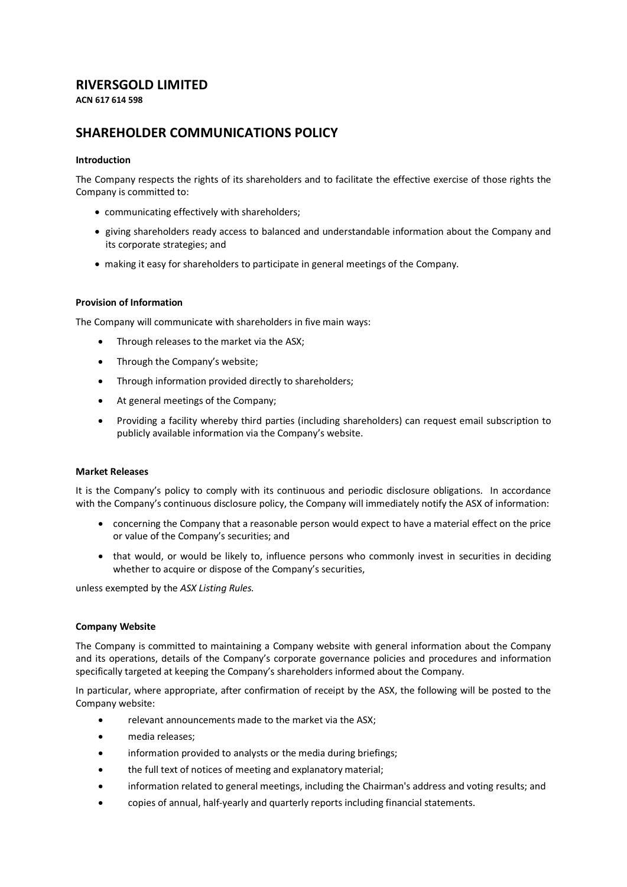# RIVERSGOLD LIMITED

**ACN 617 614 598**

## SHAREHOLDER COMMUNICATIONS POLICY

**Introduction**

The Company respects the rights of its shareholders and to facilitate the effective exercise of those rights the Company is committed to:

- communicating effectively with shareholders;
- giving shareholders ready access to balanced and understandable information about the Company and its corporate strategies; and
- making it easy for shareholders to participate in general meetings of the Company.

**Provision of Information**

The Company will communicate with shareholders in five main ways:

- Through releases to the market via the ASX;
- Through the Company's website;
- Through information provided directly to shareholders;
- At general meetings of the Company;
- Providing a facility whereby third parties (including shareholders) can request email subscription to publicly available information via the Company's website.

**Market Releases**

It is the Company's policy to comply with its continuous and periodic disclosure obligations. In accordance with the Company's continuous disclosure policy, the Company will immediately notify the ASX of information:

- concerning the Company that a reasonable person would expect to have a material effect on the price or value of the Company's securities; and
- that would, or would be likely to, influence persons who commonly invest in securities in deciding whether to acquire or dispose of the Company's securities,

unless exempted by the *ASX Listing Rules.*

**Company Website**

The Company is committed to maintaining a Company website with general information about the Company and its operations, details of the Company's corporate governance policies and procedures and information specifically targeted at keeping the Company's shareholders informed about the Company.

In particular, where appropriate, after confirmation of receipt by the ASX, the following will be posted to the Company website:

- relevant announcements made to the market via the ASX;
- media releases;
- information provided to analysts or the media during briefings;
- the full text of notices of meeting and explanatory material;
- information related to general meetings, including the Chairman's address and voting results; and
- copies of annual, half-yearly and quarterly reports including financial statements.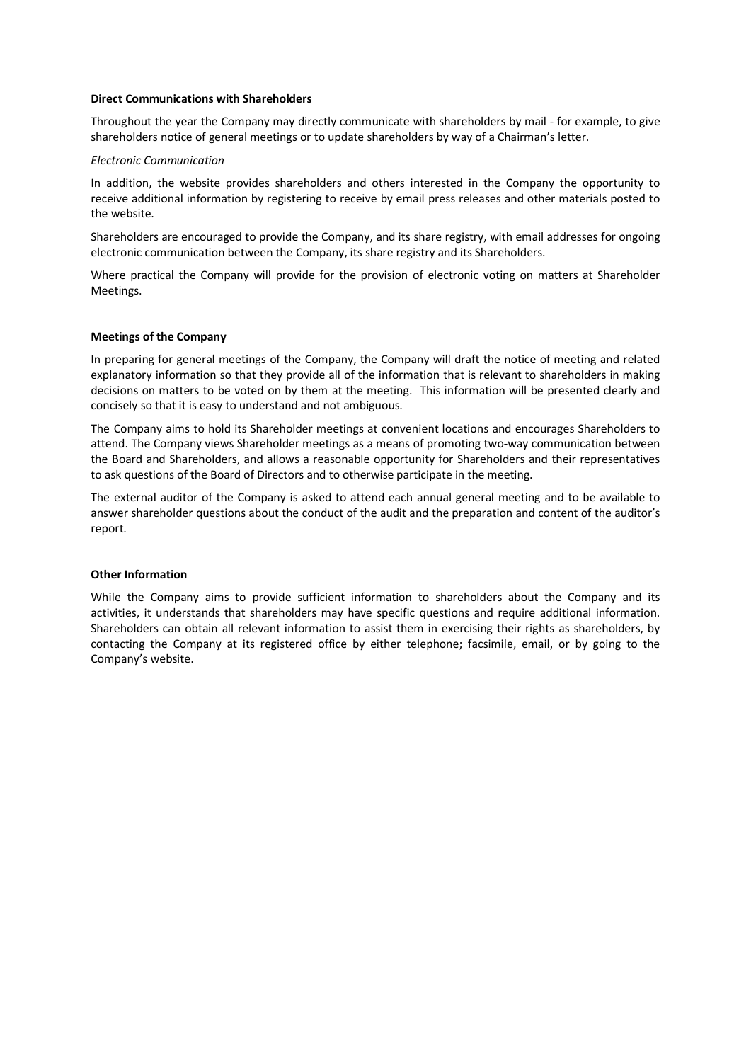**Direct Communications with Shareholders**

Throughout the year the Company may directly communicate with shareholders by mail - for example, to give shareholders notice of general meetings or to update shareholders by way of a Chairman's letter.

*Electronic Communication*

In addition, the website provides shareholders and others interested in the Company the opportunity to receive additional information by registering to receive by email press releases and other materials posted to the website.

Shareholders are encouraged to provide the Company, and its share registry, with email addresses for ongoing electronic communication between the Company, its share registry and its Shareholders.

Where practical the Company will provide for the provision of electronic voting on matters at Shareholder Meetings.

**Meetings of the Company**

In preparing for general meetings of the Company, the Company will draft the notice of meeting and related explanatory information so that they provide all of the information that is relevant to shareholders in making decisions on matters to be voted on by them at the meeting. This information will be presented clearly and concisely so that it is easy to understand and not ambiguous.

The Company aims to hold its Shareholder meetings at convenient locations and encourages Shareholders to attend. The Company views Shareholder meetings as a means of promoting two-way communication between the Board and Shareholders, and allows a reasonable opportunity for Shareholders and their representatives to ask questions of the Board of Directors and to otherwise participate in the meeting.

The external auditor of the Company is asked to attend each annual general meeting and to be available to answer shareholder questions about the conduct of the audit and the preparation and content of the auditor's report.

**Other Information**

While the Company aims to provide sufficient information to shareholders about the Company and its activities, it understands that shareholders may have specific questions and require additional information. Shareholders can obtain all relevant information to assist them in exercising their rights as shareholders, by contacting the Company at its registered office by either telephone; facsimile, email, or by going to the Company's website.